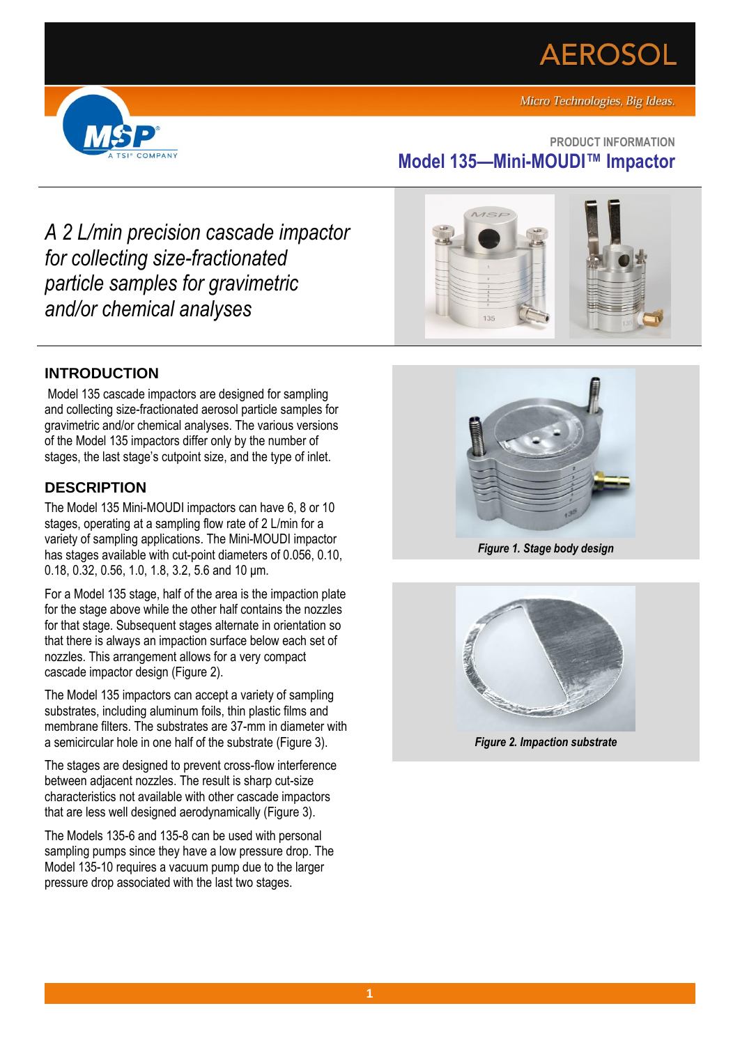AEROSOL

*Micro Technologies, Big Ideas.*

MSP A TSI® COMPANY

PRODUCT INFORMATION

# Model 135—Mini-MOUDI™ Impactor

*A 2 L/min precision cascade impactor for collecting size-fractionated particle samples for gravimetric and/or chemical analyses*

## INTRODUCTION

Model 135 cascade impactors are designed for sampling and collecting size-fractionated aerosol particle samples for gravimetric and/or chemical analyses. The various versions of the Model 135 impactors differ only by the number of stages, the last stage's cutpoint size, and the type of inlet.

## DESCRIPTION

The Model 135 Mini-MOUDI impactors can have 6, 8 or 10 stages, operating at a sampling flow rate of 2 L/min for a variety of sampling applications. The Mini-MOUDI impactor has stages available with cut-point diameters of 0.056, 0.10, 0.18, 0.32, 0.56, 1.0, 1.8, 3.2, 5.6 and 10 µm.

For a Model 135 stage, half of the area is the impaction plate for the stage above while the other half contains the nozzles for that stage. Subsequent stages alternate in orientation so that there is always an impaction surface below each set of nozzles. This arrangement allows for a very compact cascade impactor design (Figure 2).

The Model 135 impactors can accept a variety of sampling substrates, including aluminum foils, thin plastic films and membrane filters. The substrates are 37-mm in diameter with a semicircular hole in one half of the substrate (Figure 3).

The stages are designed to prevent cross-flow interference between adjacent nozzles. The result is sharp cut-size characteristics not available with other cascade impactors that are less well designed aerodynamically (Figure 3).

The Models 135-6 and 135-8 can be used with personal sampling pumps since they have a low pressure drop. The Model 135-10 requires a vacuum pump due to the larger pressure drop associated with the last two stages.

***Figure 1. Stage body design***

***Figure 2. Impaction substrate***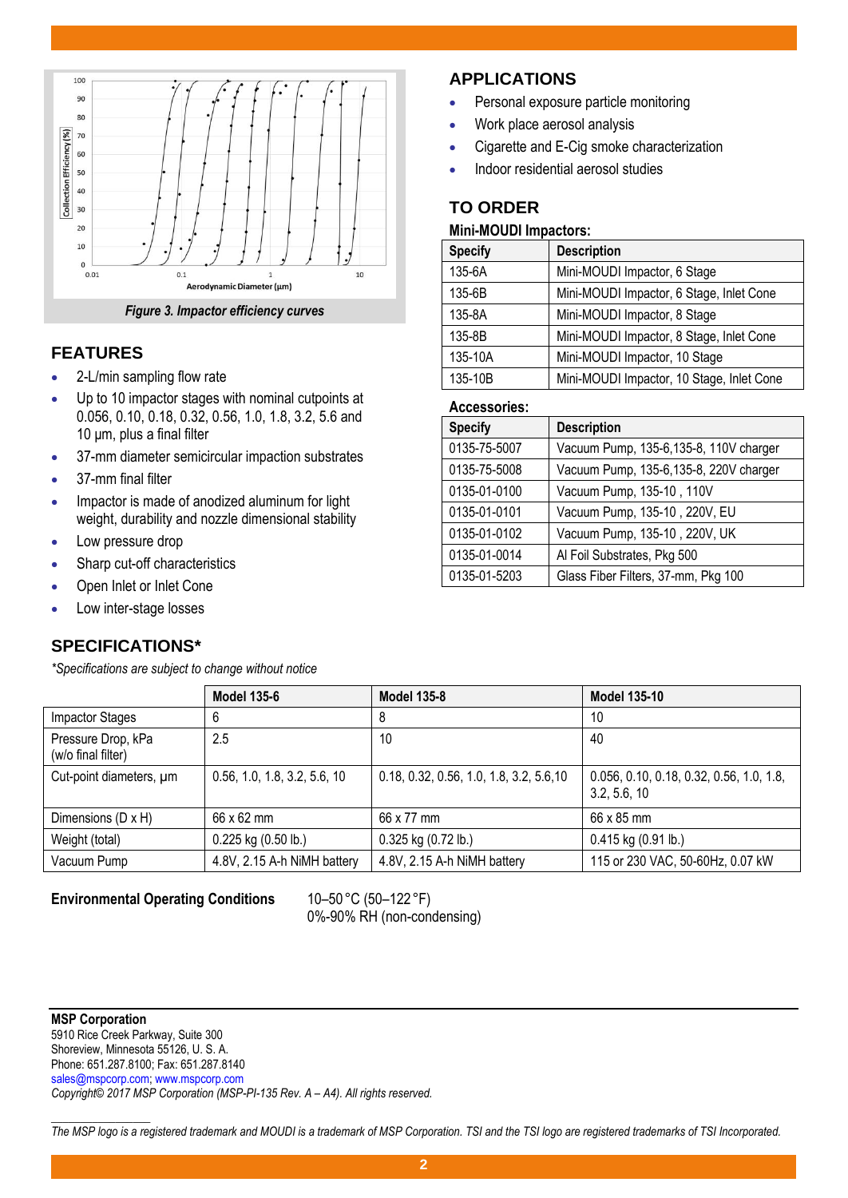100
90
80
70
60
50
40
30
20
10
0
Collection Efficiency (%)
0.01
0.1
1
10
Aerodynamic Diameter (µm)

*Figure 3. Impactor efficiency curves*

## FEATURES

- 2-L/min sampling flow rate
- Up to 10 impactor stages with nominal cutpoints at 0.056, 0.10, 0.18, 0.32, 0.56, 1.0, 1.8, 3.2, 5.6 and 10 µm, plus a final filter
- 37-mm diameter semicircular impaction substrates
- 37-mm final filter
- Impactor is made of anodized aluminum for light weight, durability and nozzle dimensional stability
- Low pressure drop
- Sharp cut-off characteristics
- Open Inlet or Inlet Cone
- Low inter-stage losses

## APPLICATIONS

- Personal exposure particle monitoring
- Work place aerosol analysis
- Cigarette and E-Cig smoke characterization
- Indoor residential aerosol studies

## TO ORDER

**Mini-MOUDI Impactors:**

| Specify | Description |
|---|---|
| 135-6A | Mini-MOUDI Impactor, 6 Stage |
| 135-6B | Mini-MOUDI Impactor, 6 Stage, Inlet Cone |
| 135-8A | Mini-MOUDI Impactor, 8 Stage |
| 135-8B | Mini-MOUDI Impactor, 8 Stage, Inlet Cone |
| 135-10A | Mini-MOUDI Impactor, 10 Stage |
| 135-10B | Mini-MOUDI Impactor, 10 Stage, Inlet Cone |

**Accessories:**

| Specify | Description |
|---|---|
| 0135-75-5007 | Vacuum Pump, 135-6,135-8, 110V charger |
| 0135-75-5008 | Vacuum Pump, 135-6,135-8, 220V charger |
| 0135-01-0100 | Vacuum Pump, 135-10 , 110V |
| 0135-01-0101 | Vacuum Pump, 135-10 , 220V, EU |
| 0135-01-0102 | Vacuum Pump, 135-10 , 220V, UK |
| 0135-01-0014 | Al Foil Substrates, Pkg 500 |
| 0135-01-5203 | Glass Fiber Filters, 37-mm, Pkg 100 |

## SPECIFICATIONS*

*\*Specifications are subject to change without notice*

| | Model 135-6 | Model 135-8 | Model 135-10 |
|---|---|---|---|
| Impactor Stages | 6 | 8 | 10 |
| Pressure Drop, kPa (w/o final filter) | 2.5 | 10 | 40 |
| Cut-point diameters, µm | 0.56, 1.0, 1.8, 3.2, 5.6, 10 | 0.18, 0.32, 0.56, 1.0, 1.8, 3.2, 5.6,10 | 0.056, 0.10, 0.18, 0.32, 0.56, 1.0, 1.8, 3.2, 5.6, 10 |
| Dimensions (D x H) | 66 x 62 mm | 66 x 77 mm | 66 x 85 mm |
| Weight (total) | 0.225 kg (0.50 lb.) | 0.325 kg (0.72 lb.) | 0.415 kg (0.91 lb.) |
| Vacuum Pump | 4.8V, 2.15 A-h NiMH battery | 4.8V, 2.15 A-h NiMH battery | 115 or 230 VAC, 50-60Hz, 0.07 kW |

**Environmental Operating Conditions** 10–50 °C (50–122 °F)
0%-90% RH (non-condensing)

**MSP Corporation**
5910 Rice Creek Parkway, Suite 300
Shoreview, Minnesota 55126, U. S. A.
Phone: 651.287.8100; Fax: 651.287.8140
sales@mspcorp.com; www.mspcorp.com
*Copyright© 2017 MSP Corporation (MSP-PI-135 Rev. A – A4). All rights reserved.*

*The MSP logo is a registered trademark and MOUDI is a trademark of MSP Corporation. TSI and the TSI logo are registered trademarks of TSI Incorporated.*